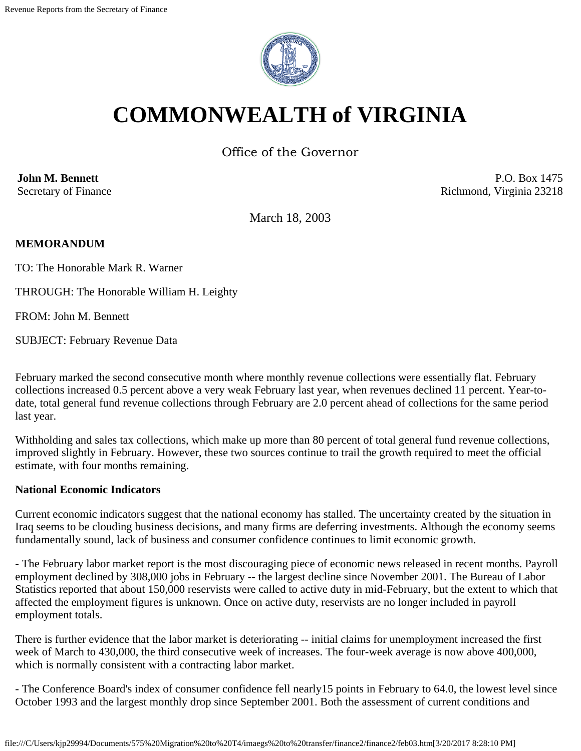# COMMONWEALTH of VIRGINIA

Office of the Governor

**John M. Bennett**
Secretary of Finance

P.O. Box 1475
Richmond, Virginia 23218

March 18, 2003

**MEMORANDUM**

TO: The Honorable Mark R. Warner

THROUGH: The Honorable William H. Leighty

FROM: John M. Bennett

SUBJECT: February Revenue Data

February marked the second consecutive month where monthly revenue collections were essentially flat. February collections increased 0.5 percent above a very weak February last year, when revenues declined 11 percent. Year-to-date, total general fund revenue collections through February are 2.0 percent ahead of collections for the same period last year.

Withholding and sales tax collections, which make up more than 80 percent of total general fund revenue collections, improved slightly in February. However, these two sources continue to trail the growth required to meet the official estimate, with four months remaining.

**National Economic Indicators**

Current economic indicators suggest that the national economy has stalled. The uncertainty created by the situation in Iraq seems to be clouding business decisions, and many firms are deferring investments. Although the economy seems fundamentally sound, lack of business and consumer confidence continues to limit economic growth.

- The February labor market report is the most discouraging piece of economic news released in recent months. Payroll employment declined by 308,000 jobs in February -- the largest decline since November 2001. The Bureau of Labor Statistics reported that about 150,000 reservists were called to active duty in mid-February, but the extent to which that affected the employment figures is unknown. Once on active duty, reservists are no longer included in payroll employment totals.

There is further evidence that the labor market is deteriorating -- initial claims for unemployment increased the first week of March to 430,000, the third consecutive week of increases. The four-week average is now above 400,000, which is normally consistent with a contracting labor market.

- The Conference Board's index of consumer confidence fell nearly15 points in February to 64.0, the lowest level since October 1993 and the largest monthly drop since September 2001. Both the assessment of current conditions and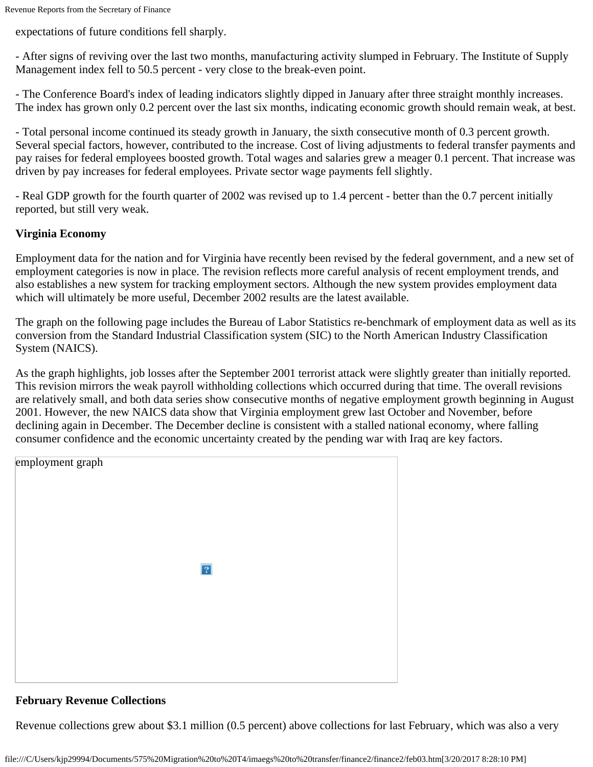expectations of future conditions fell sharply.

- After signs of reviving over the last two months, manufacturing activity slumped in February. The Institute of Supply Management index fell to 50.5 percent - very close to the break-even point.

- The Conference Board's index of leading indicators slightly dipped in January after three straight monthly increases. The index has grown only 0.2 percent over the last six months, indicating economic growth should remain weak, at best.

- Total personal income continued its steady growth in January, the sixth consecutive month of 0.3 percent growth. Several special factors, however, contributed to the increase. Cost of living adjustments to federal transfer payments and pay raises for federal employees boosted growth. Total wages and salaries grew a meager 0.1 percent. That increase was driven by pay increases for federal employees. Private sector wage payments fell slightly.

- Real GDP growth for the fourth quarter of 2002 was revised up to 1.4 percent - better than the 0.7 percent initially reported, but still very weak.

**Virginia Economy**

Employment data for the nation and for Virginia have recently been revised by the federal government, and a new set of employment categories is now in place. The revision reflects more careful analysis of recent employment trends, and also establishes a new system for tracking employment sectors. Although the new system provides employment data which will ultimately be more useful, December 2002 results are the latest available.

The graph on the following page includes the Bureau of Labor Statistics re-benchmark of employment data as well as its conversion from the Standard Industrial Classification system (SIC) to the North American Industry Classification System (NAICS).

As the graph highlights, job losses after the September 2001 terrorist attack were slightly greater than initially reported. This revision mirrors the weak payroll withholding collections which occurred during that time. The overall revisions are relatively small, and both data series show consecutive months of negative employment growth beginning in August 2001. However, the new NAICS data show that Virginia employment grew last October and November, before declining again in December. The December decline is consistent with a stalled national economy, where falling consumer confidence and the economic uncertainty created by the pending war with Iraq are key factors.

employment graph

**February Revenue Collections**

Revenue collections grew about $3.1 million (0.5 percent) above collections for last February, which was also a very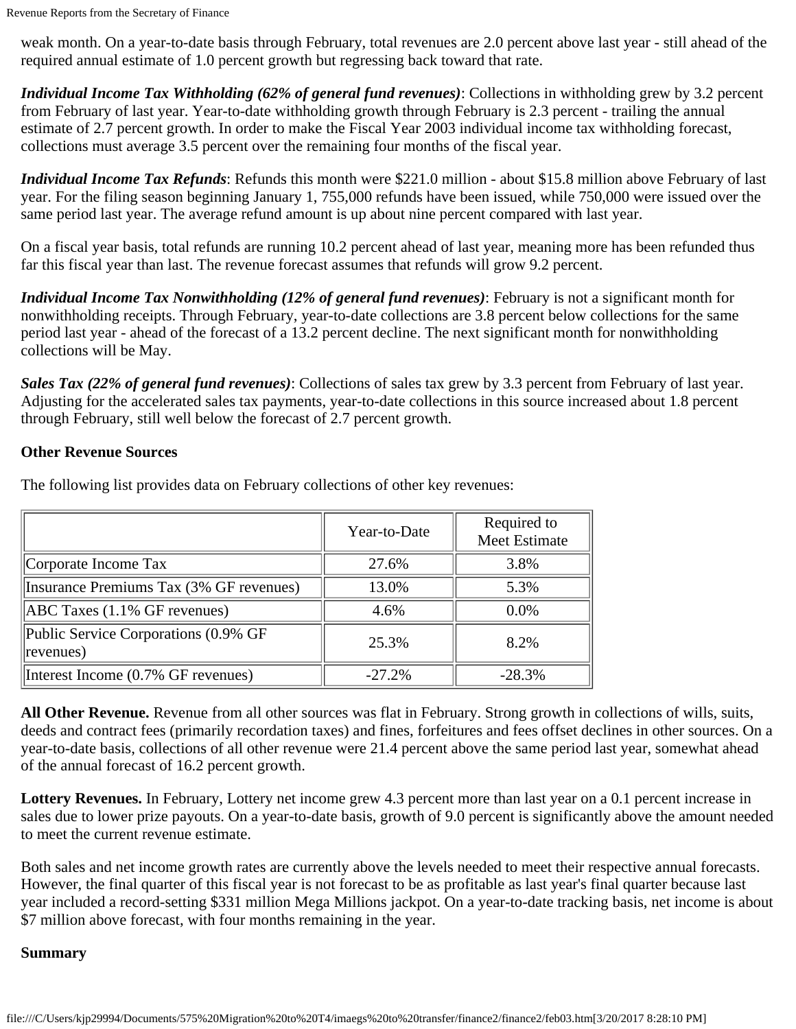weak month. On a year-to-date basis through February, total revenues are 2.0 percent above last year - still ahead of the required annual estimate of 1.0 percent growth but regressing back toward that rate.

***Individual Income Tax Withholding (62% of general fund revenues)***: Collections in withholding grew by 3.2 percent from February of last year. Year-to-date withholding growth through February is 2.3 percent - trailing the annual estimate of 2.7 percent growth. In order to make the Fiscal Year 2003 individual income tax withholding forecast, collections must average 3.5 percent over the remaining four months of the fiscal year.

***Individual Income Tax Refunds***: Refunds this month were $221.0 million - about $15.8 million above February of last year. For the filing season beginning January 1, 755,000 refunds have been issued, while 750,000 were issued over the same period last year. The average refund amount is up about nine percent compared with last year.

On a fiscal year basis, total refunds are running 10.2 percent ahead of last year, meaning more has been refunded thus far this fiscal year than last. The revenue forecast assumes that refunds will grow 9.2 percent.

***Individual Income Tax Nonwithholding (12% of general fund revenues)***: February is not a significant month for nonwithholding receipts. Through February, year-to-date collections are 3.8 percent below collections for the same period last year - ahead of the forecast of a 13.2 percent decline. The next significant month for nonwithholding collections will be May.

***Sales Tax (22% of general fund revenues)***: Collections of sales tax grew by 3.3 percent from February of last year. Adjusting for the accelerated sales tax payments, year-to-date collections in this source increased about 1.8 percent through February, still well below the forecast of 2.7 percent growth.

**Other Revenue Sources**

The following list provides data on February collections of other key revenues:

| | Year-to-Date | Required to Meet Estimate |
|---|---|---|
| Corporate Income Tax | 27.6% | 3.8% |
| Insurance Premiums Tax (3% GF revenues) | 13.0% | 5.3% |
| ABC Taxes (1.1% GF revenues) | 4.6% | 0.0% |
| Public Service Corporations (0.9% GF revenues) | 25.3% | 8.2% |
| Interest Income (0.7% GF revenues) | -27.2% | -28.3% |

**All Other Revenue.** Revenue from all other sources was flat in February. Strong growth in collections of wills, suits, deeds and contract fees (primarily recordation taxes) and fines, forfeitures and fees offset declines in other sources. On a year-to-date basis, collections of all other revenue were 21.4 percent above the same period last year, somewhat ahead of the annual forecast of 16.2 percent growth.

**Lottery Revenues.** In February, Lottery net income grew 4.3 percent more than last year on a 0.1 percent increase in sales due to lower prize payouts. On a year-to-date basis, growth of 9.0 percent is significantly above the amount needed to meet the current revenue estimate.

Both sales and net income growth rates are currently above the levels needed to meet their respective annual forecasts. However, the final quarter of this fiscal year is not forecast to be as profitable as last year's final quarter because last year included a record-setting $331 million Mega Millions jackpot. On a year-to-date tracking basis, net income is about $7 million above forecast, with four months remaining in the year.

**Summary**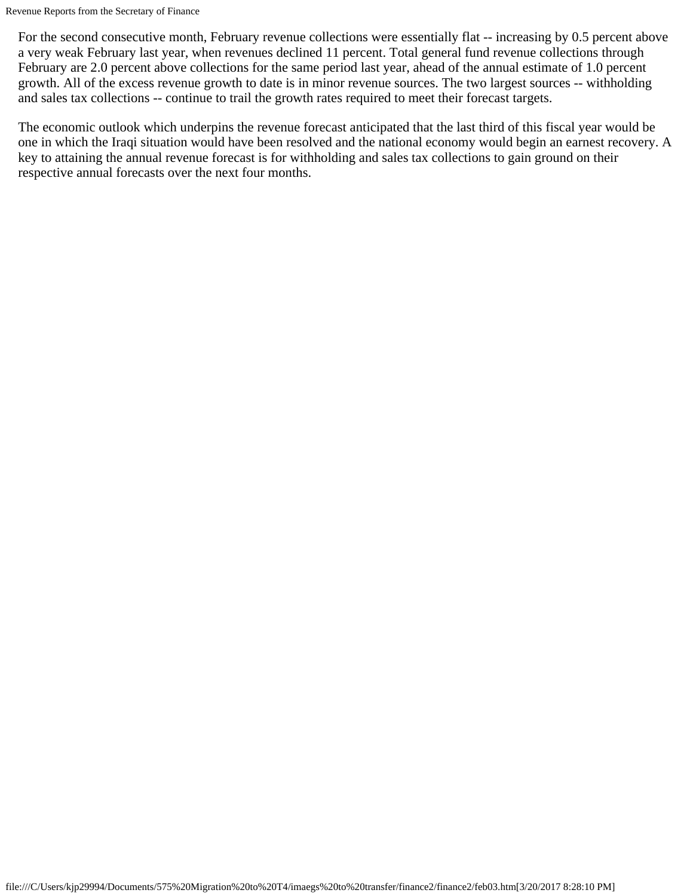For the second consecutive month, February revenue collections were essentially flat -- increasing by 0.5 percent above a very weak February last year, when revenues declined 11 percent. Total general fund revenue collections through February are 2.0 percent above collections for the same period last year, ahead of the annual estimate of 1.0 percent growth. All of the excess revenue growth to date is in minor revenue sources. The two largest sources -- withholding and sales tax collections -- continue to trail the growth rates required to meet their forecast targets.

The economic outlook which underpins the revenue forecast anticipated that the last third of this fiscal year would be one in which the Iraqi situation would have been resolved and the national economy would begin an earnest recovery. A key to attaining the annual revenue forecast is for withholding and sales tax collections to gain ground on their respective annual forecasts over the next four months.